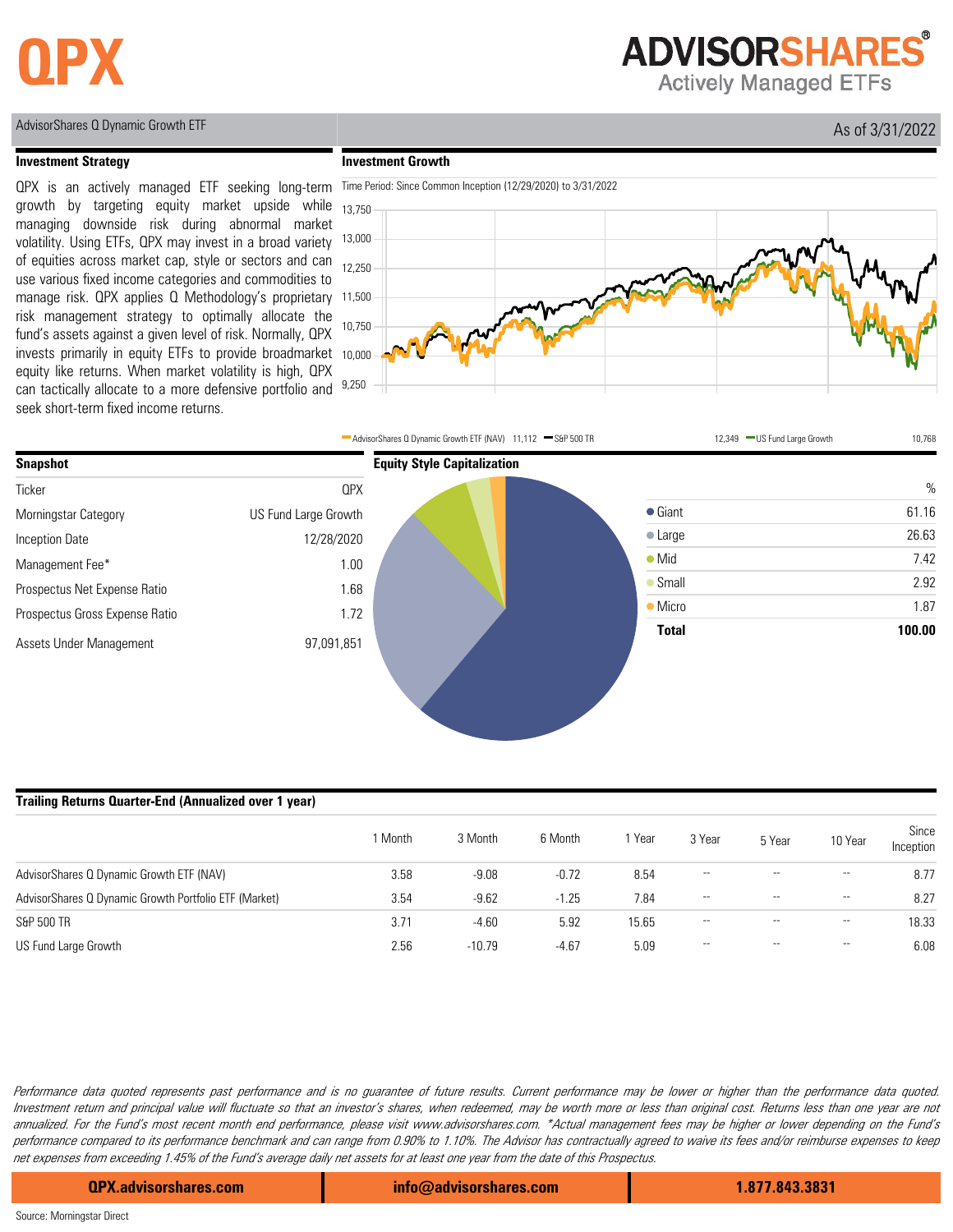# QPX

**ADVISORSHARES®**
Actively Managed ETFs

AdvisorShares Q Dynamic Growth ETF

As of 3/31/2022

## Investment Strategy

QPX is an actively managed ETF seeking long-term growth by targeting equity market upside while managing downside risk during abnormal market volatility. Using ETFs, QPX may invest in a broad variety of equities across market cap, style or sectors and can use various fixed income categories and commodities to manage risk. QPX applies Q Methodology's proprietary risk management strategy to optimally allocate the fund's assets against a given level of risk. Normally, QPX invests primarily in equity ETFs to provide broadmarket equity like returns. When market volatility is high, QPX can tactically allocate to a more defensive portfolio and seek short-term fixed income returns.

## Investment Growth

Time Period: Since Common Inception (12/29/2020) to 3/31/2022

AdvisorShares Q Dynamic Growth ETF (NAV) 11,112 — S&P 500 TR 12,349 — US Fund Large Growth 10,768

## Snapshot

| | |
|---|---|
| Ticker | QPX |
| Morningstar Category | US Fund Large Growth |
| Inception Date | 12/28/2020 |
| Management Fee* | 1.00 |
| Prospectus Net Expense Ratio | 1.68 |
| Prospectus Gross Expense Ratio | 1.72 |
| Assets Under Management | 97,091,851 |

## Equity Style Capitalization

| | % |
|---|---|
| Giant | 61.16 |
| Large | 26.63 |
| Mid | 7.42 |
| Small | 2.92 |
| Micro | 1.87 |
| **Total** | **100.00** |

## Trailing Returns Quarter-End (Annualized over 1 year)

| | 1 Month | 3 Month | 6 Month | 1 Year | 3 Year | 5 Year | 10 Year | Since Inception |
|---|---|---|---|---|---|---|---|---|
| AdvisorShares Q Dynamic Growth ETF (NAV) | 3.58 | -9.08 | -0.72 | 8.54 | -- | -- | -- | 8.77 |
| AdvisorShares Q Dynamic Growth Portfolio ETF (Market) | 3.54 | -9.62 | -1.25 | 7.84 | -- | -- | -- | 8.27 |
| S&P 500 TR | 3.71 | -4.60 | 5.92 | 15.65 | -- | -- | -- | 18.33 |
| US Fund Large Growth | 2.56 | -10.79 | -4.67 | 5.09 | -- | -- | -- | 6.08 |

*Performance data quoted represents past performance and is no guarantee of future results. Current performance may be lower or higher than the performance data quoted. Investment return and principal value will fluctuate so that an investor's shares, when redeemed, may be worth more or less than original cost. Returns less than one year are not annualized. For the Fund's most recent month end performance, please visit www.advisorshares.com. *Actual management fees may be higher or lower depending on the Fund's performance compared to its performance benchmark and can range from 0.90% to 1.10%. The Advisor has contractually agreed to waive its fees and/or reimburse expenses to keep net expenses from exceeding 1.45% of the Fund's average daily net assets for at least one year from the date of this Prospectus.*

**QPX.advisorshares.com** | **info@advisorshares.com** | **1.877.843.3831**

Source: Morningstar Direct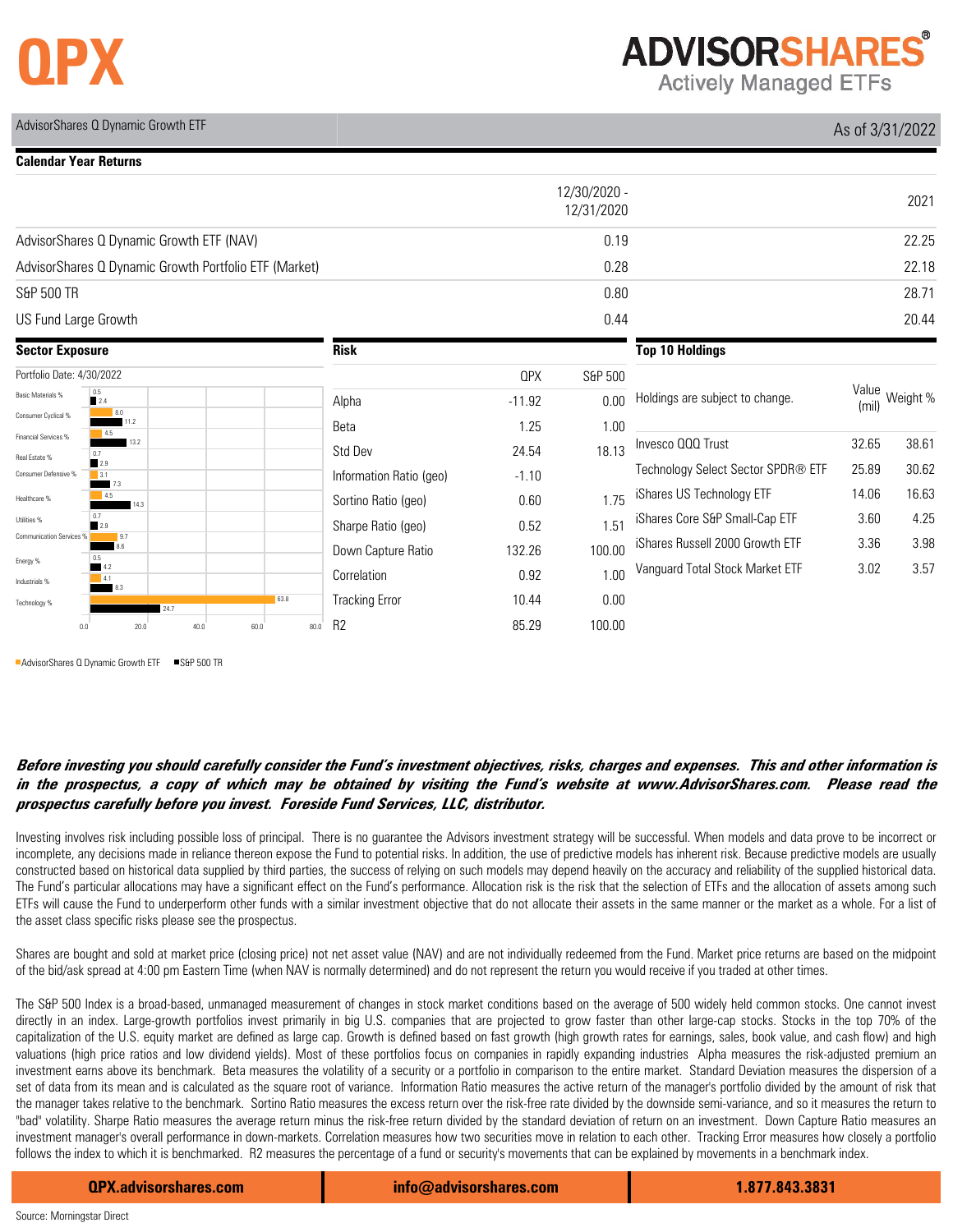# QPX

**ADVISORSHARES®**
Actively Managed ETFs

AdvisorShares Q Dynamic Growth ETF | As of 3/31/2022

## Calendar Year Returns

| | 12/30/2020 - 12/31/2020 | 2021 |
|---|---|---|
| AdvisorShares Q Dynamic Growth ETF (NAV) | 0.19 | 22.25 |
| AdvisorShares Q Dynamic Growth Portfolio ETF (Market) | 0.28 | 22.18 |
| S&P 500 TR | 0.80 | 28.71 |
| US Fund Large Growth | 0.44 | 20.44 |

## Sector Exposure

Portfolio Date: 4/30/2022

Basic Materials % 0.5 2.4
Consumer Cyclical % 8.0 11.2
Financial Services % 4.5 13.2
Real Estate % 0.7 2.9
Consumer Defensive % 3.1 7.3
Healthcare % 4.5 14.3
Utilities % 0.7 2.9
Communication Services % 9.7 8.6
Energy % 0.5 4.2
Industrials % 4.1 8.3
Technology % 63.8 24.7

0.0 20.0 40.0 60.0 80.0

AdvisorShares Q Dynamic Growth ETF ■S&P 500 TR

## Risk

| | QPX | S&P 500 |
|---|---|---|
| Alpha | -11.92 | 0.00 |
| Beta | 1.25 | 1.00 |
| Std Dev | 24.54 | 18.13 |
| Information Ratio (geo) | -1.10 | |
| Sortino Ratio (geo) | 0.60 | 1.75 |
| Sharpe Ratio (geo) | 0.52 | 1.51 |
| Down Capture Ratio | 132.26 | 100.00 |
| Correlation | 0.92 | 1.00 |
| Tracking Error | 10.44 | 0.00 |
| R2 | 85.29 | 100.00 |

## Top 10 Holdings

| Holdings are subject to change. | Value (mil) | Weight % |
|---|---|---|
| Invesco QQQ Trust | 32.65 | 38.61 |
| Technology Select Sector SPDR® ETF | 25.89 | 30.62 |
| iShares US Technology ETF | 14.06 | 16.63 |
| iShares Core S&P Small-Cap ETF | 3.60 | 4.25 |
| iShares Russell 2000 Growth ETF | 3.36 | 3.98 |
| Vanguard Total Stock Market ETF | 3.02 | 3.57 |

***Before investing you should carefully consider the Fund's investment objectives, risks, charges and expenses. This and other information is in the prospectus, a copy of which may be obtained by visiting the Fund's website at www.AdvisorShares.com. Please read the prospectus carefully before you invest. Foreside Fund Services, LLC, distributor.***

Investing involves risk including possible loss of principal. There is no guarantee the Advisors investment strategy will be successful. When models and data prove to be incorrect or incomplete, any decisions made in reliance thereon expose the Fund to potential risks. In addition, the use of predictive models has inherent risk. Because predictive models are usually constructed based on historical data supplied by third parties, the success of relying on such models may depend heavily on the accuracy and reliability of the supplied historical data. The Fund's particular allocations may have a significant effect on the Fund's performance. Allocation risk is the risk that the selection of ETFs and the allocation of assets among such ETFs will cause the Fund to underperform other funds with a similar investment objective that do not allocate their assets in the same manner or the market as a whole. For a list of the asset class specific risks please see the prospectus.

Shares are bought and sold at market price (closing price) not net asset value (NAV) and are not individually redeemed from the Fund. Market price returns are based on the midpoint of the bid/ask spread at 4:00 pm Eastern Time (when NAV is normally determined) and do not represent the return you would receive if you traded at other times.

The S&P 500 Index is a broad-based, unmanaged measurement of changes in stock market conditions based on the average of 500 widely held common stocks. One cannot invest directly in an index. Large-growth portfolios invest primarily in big U.S. companies that are projected to grow faster than other large-cap stocks. Stocks in the top 70% of the capitalization of the U.S. equity market are defined as large cap. Growth is defined based on fast growth (high growth rates for earnings, sales, book value, and cash flow) and high valuations (high price ratios and low dividend yields). Most of these portfolios focus on companies in rapidly expanding industries Alpha measures the risk-adjusted premium an investment earns above its benchmark. Beta measures the volatility of a security or a portfolio in comparison to the entire market. Standard Deviation measures the dispersion of a set of data from its mean and is calculated as the square root of variance. Information Ratio measures the active return of the manager's portfolio divided by the amount of risk that the manager takes relative to the benchmark. Sortino Ratio measures the excess return over the risk-free rate divided by the downside semi-variance, and so it measures the return to "bad" volatility. Sharpe Ratio measures the average return minus the risk-free return divided by the standard deviation of return on an investment. Down Capture Ratio measures an investment manager's overall performance in down-markets. Correlation measures how two securities move in relation to each other. Tracking Error measures how closely a portfolio follows the index to which it is benchmarked. R2 measures the percentage of a fund or security's movements that can be explained by movements in a benchmark index.

**QPX.advisorshares.com** | **info@advisorshares.com** | **1.877.843.3831**

Source: Morningstar Direct